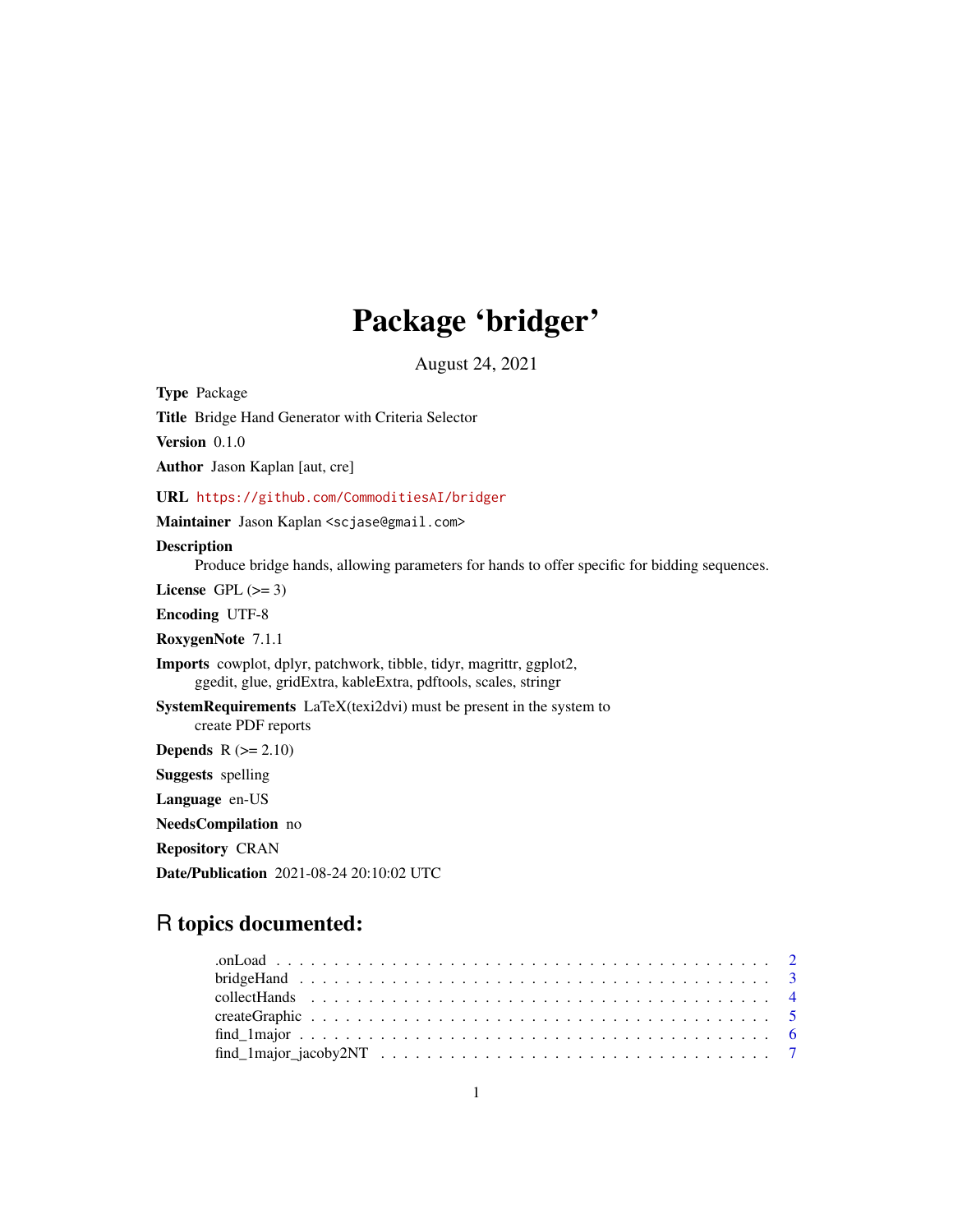# Package 'bridger'

August 24, 2021

**Type** Package

**Title** Bridge Hand Generator with Criteria Selector

**Version** 0.1.0

**Author** Jason Kaplan [aut, cre]

**URL** https://github.com/CommoditiesAI/bridger

**Maintainer** Jason Kaplan <scjase@gmail.com>

**Description**
Produce bridge hands, allowing parameters for hands to offer specific for bidding sequences.

**License** GPL (>= 3)

**Encoding** UTF-8

**RoxygenNote** 7.1.1

**Imports** cowplot, dplyr, patchwork, tibble, tidyr, magrittr, ggplot2, ggedit, glue, gridExtra, kableExtra, pdftools, scales, stringr

**SystemRequirements** LaTeX(texi2dvi) must be present in the system to create PDF reports

**Depends** R (>= 2.10)

**Suggests** spelling

**Language** en-US

**NeedsCompilation** no

**Repository** CRAN

**Date/Publication** 2021-08-24 20:10:02 UTC

## R topics documented:

.onLoad . . . . . . . . . . . . . . . . . . . . . . . . . . . . . . . . . . . . . . . . . . 2
bridgeHand . . . . . . . . . . . . . . . . . . . . . . . . . . . . . . . . . . . . . . . . 3
collectHands . . . . . . . . . . . . . . . . . . . . . . . . . . . . . . . . . . . . . . . 4
createGraphic . . . . . . . . . . . . . . . . . . . . . . . . . . . . . . . . . . . . . . 5
find_1major . . . . . . . . . . . . . . . . . . . . . . . . . . . . . . . . . . . . . . . 6
find_1major_jacoby2NT . . . . . . . . . . . . . . . . . . . . . . . . . . . . . . . . 7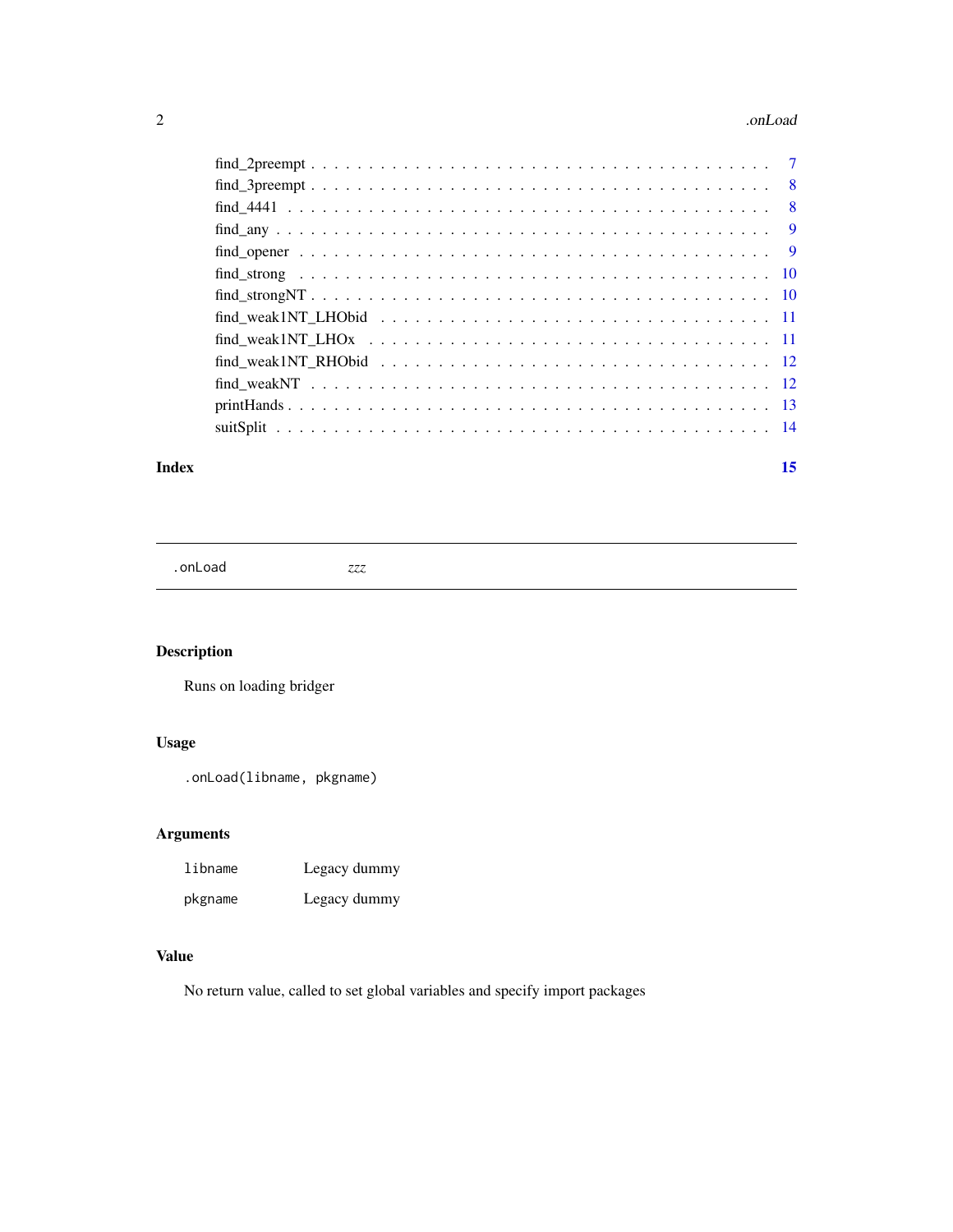find_2preempt . . . . . . . . . . . . . . . . . . . . . . . . . . . . . . . . . . . . . . . 7
find_3preempt . . . . . . . . . . . . . . . . . . . . . . . . . . . . . . . . . . . . . . . 8
find_4441 . . . . . . . . . . . . . . . . . . . . . . . . . . . . . . . . . . . . . . . . . 8
find_any . . . . . . . . . . . . . . . . . . . . . . . . . . . . . . . . . . . . . . . . . . 9
find_opener . . . . . . . . . . . . . . . . . . . . . . . . . . . . . . . . . . . . . . . . 9
find_strong . . . . . . . . . . . . . . . . . . . . . . . . . . . . . . . . . . . . . . . . 10
find_strongNT . . . . . . . . . . . . . . . . . . . . . . . . . . . . . . . . . . . . . . . 10
find_weak1NT_LHObid . . . . . . . . . . . . . . . . . . . . . . . . . . . . . . . . . . . 11
find_weak1NT_LHOx . . . . . . . . . . . . . . . . . . . . . . . . . . . . . . . . . . . . 11
find_weak1NT_RHObid . . . . . . . . . . . . . . . . . . . . . . . . . . . . . . . . . . . 12
find_weakNT . . . . . . . . . . . . . . . . . . . . . . . . . . . . . . . . . . . . . . . . 12
printHands . . . . . . . . . . . . . . . . . . . . . . . . . . . . . . . . . . . . . . . . . 13
suitSplit . . . . . . . . . . . . . . . . . . . . . . . . . . . . . . . . . . . . . . . . . . 14

**Index** **15**

---

`.onLoad` *zzz*

---

## Description

Runs on loading bridger

## Usage

```
.onLoad(libname, pkgname)
```

## Arguments

| | |
|---|---|
| `libname` | Legacy dummy |
| `pkgname` | Legacy dummy |

## Value

No return value, called to set global variables and specify import packages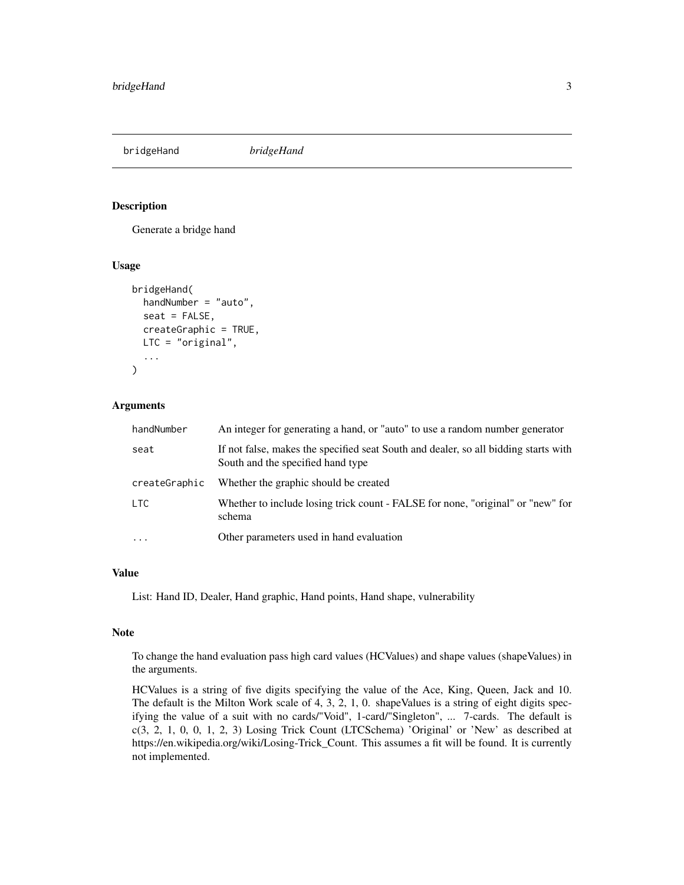# bridgeHand *bridgeHand*

## Description

Generate a bridge hand

## Usage

```
bridgeHand(
  handNumber = "auto",
  seat = FALSE,
  createGraphic = TRUE,
  LTC = "original",
  ...
)
```

## Arguments

| | |
|---|---|
| handNumber | An integer for generating a hand, or "auto" to use a random number generator |
| seat | If not false, makes the specified seat South and dealer, so all bidding starts with South and the specified hand type |
| createGraphic | Whether the graphic should be created |
| LTC | Whether to include losing trick count - FALSE for none, "original" or "new" for schema |
| ... | Other parameters used in hand evaluation |

## Value

List: Hand ID, Dealer, Hand graphic, Hand points, Hand shape, vulnerability

## Note

To change the hand evaluation pass high card values (HCValues) and shape values (shapeValues) in the arguments.

HCValues is a string of five digits specifying the value of the Ace, King, Queen, Jack and 10. The default is the Milton Work scale of 4, 3, 2, 1, 0. shapeValues is a string of eight digits specifying the value of a suit with no cards/"Void", 1-card/"Singleton", ... 7-cards. The default is c(3, 2, 1, 0, 0, 1, 2, 3) Losing Trick Count (LTCSchema) 'Original' or 'New' as described at https://en.wikipedia.org/wiki/Losing-Trick_Count. This assumes a fit will be found. It is currently not implemented.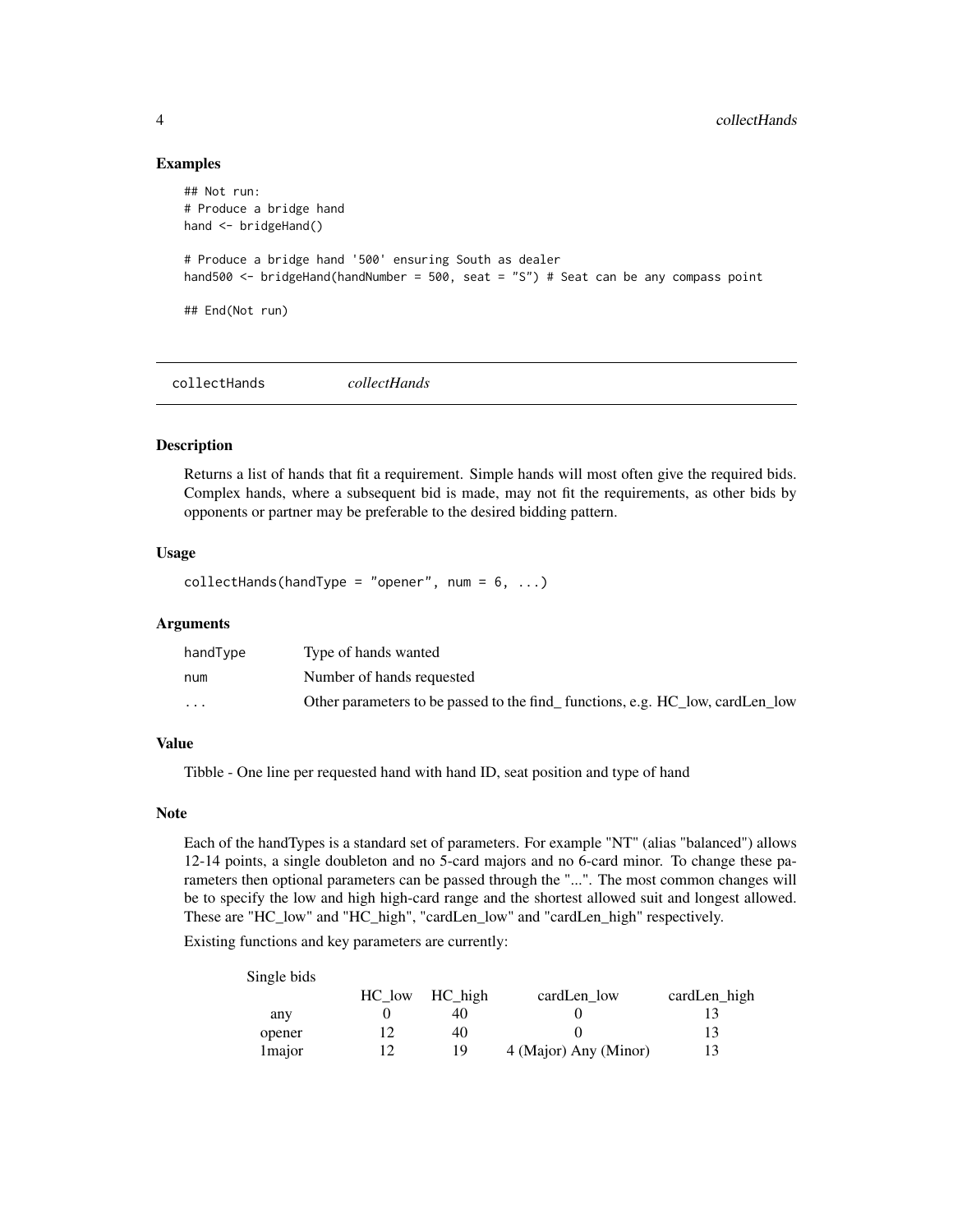## Examples

```
## Not run:
# Produce a bridge hand
hand <- bridgeHand()

# Produce a bridge hand '500' ensuring South as dealer
hand500 <- bridgeHand(handNumber = 500, seat = "S") # Seat can be any compass point

## End(Not run)
```

---

# collectHands *collectHands*

---

## Description

Returns a list of hands that fit a requirement. Simple hands will most often give the required bids. Complex hands, where a subsequent bid is made, may not fit the requirements, as other bids by opponents or partner may be preferable to the desired bidding pattern.

## Usage

```
collectHands(handType = "opener", num = 6, ...)
```

## Arguments

| | |
|---|---|
| handType | Type of hands wanted |
| num | Number of hands requested |
| ... | Other parameters to be passed to the find_ functions, e.g. HC_low, cardLen_low |

## Value

Tibble - One line per requested hand with hand ID, seat position and type of hand

## Note

Each of the handTypes is a standard set of parameters. For example "NT" (alias "balanced") allows 12-14 points, a single doubleton and no 5-card majors and no 6-card minor. To change these parameters then optional parameters can be passed through the "...". The most common changes will be to specify the low and high high-card range and the shortest allowed suit and longest allowed. These are "HC_low" and "HC_high", "cardLen_low" and "cardLen_high" respectively.

Existing functions and key parameters are currently:

| Single bids | HC_low | HC_high | cardLen_low | cardLen_high |
|---|---|---|---|---|
| any | 0 | 40 | 0 | 13 |
| opener | 12 | 40 | 0 | 13 |
| 1major | 12 | 19 | 4 (Major) Any (Minor) | 13 |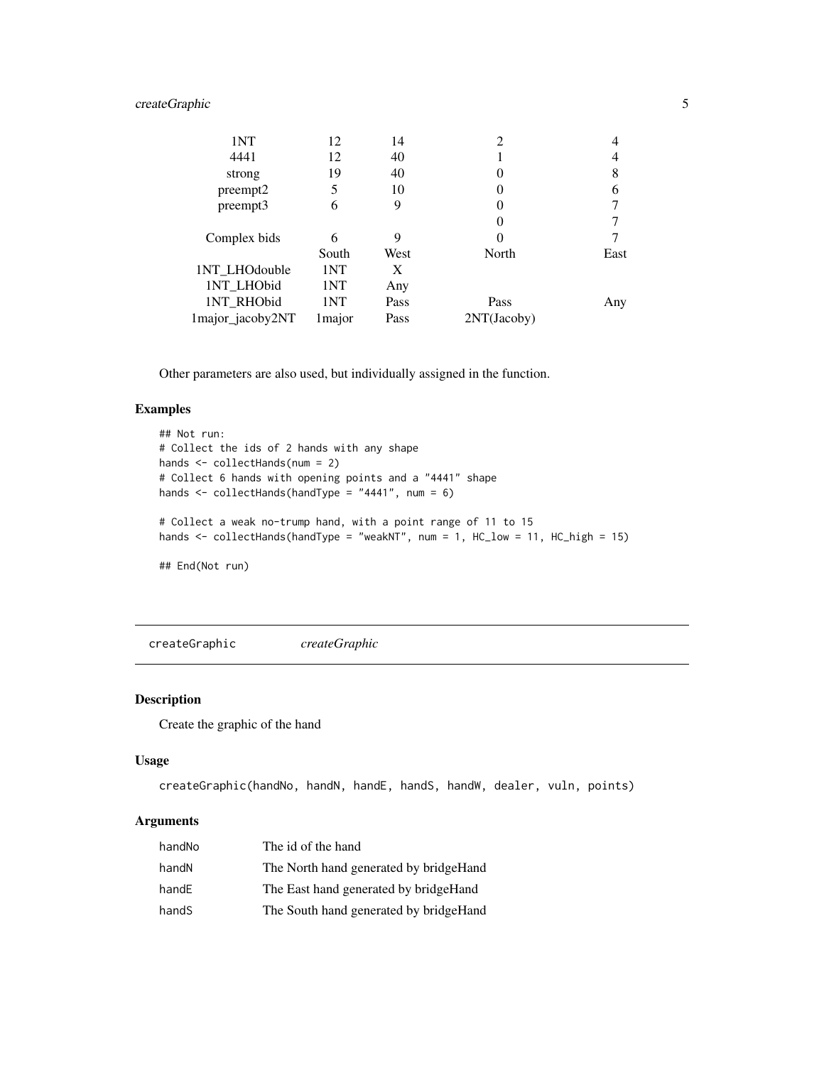| | | | | |
|---|---|---|---|---|
| 1NT | 12 | 14 | 2 | 4 |
| 4441 | 12 | 40 | 1 | 4 |
| strong | 19 | 40 | 0 | 8 |
| preempt2 | 5 | 10 | 0 | 6 |
| preempt3 | 6 | 9 | 0 | 7 |
| | | | 0 | 7 |
| Complex bids | 6 | 9 | 0 | 7 |
| | South | West | North | East |
| 1NT_LHOdouble | 1NT | X | | |
| 1NT_LHObid | 1NT | Any | | |
| 1NT_RHObid | 1NT | Pass | Pass | Any |
| 1major_jacoby2NT | 1major | Pass | 2NT(Jacoby) | |

Other parameters are also used, but individually assigned in the function.

### Examples

```
## Not run:
# Collect the ids of 2 hands with any shape
hands <- collectHands(num = 2)
# Collect 6 hands with opening points and a "4441" shape
hands <- collectHands(handType = "4441", num = 6)

# Collect a weak no-trump hand, with a point range of 11 to 15
hands <- collectHands(handType = "weakNT", num = 1, HC_low = 11, HC_high = 15)

## End(Not run)
```

---

## createGraphic    *createGraphic*

### Description

Create the graphic of the hand

### Usage

```
createGraphic(handNo, handN, handE, handS, handW, dealer, vuln, points)
```

### Arguments

| | |
|---|---|
| handNo | The id of the hand |
| handN | The North hand generated by bridgeHand |
| handE | The East hand generated by bridgeHand |
| handS | The South hand generated by bridgeHand |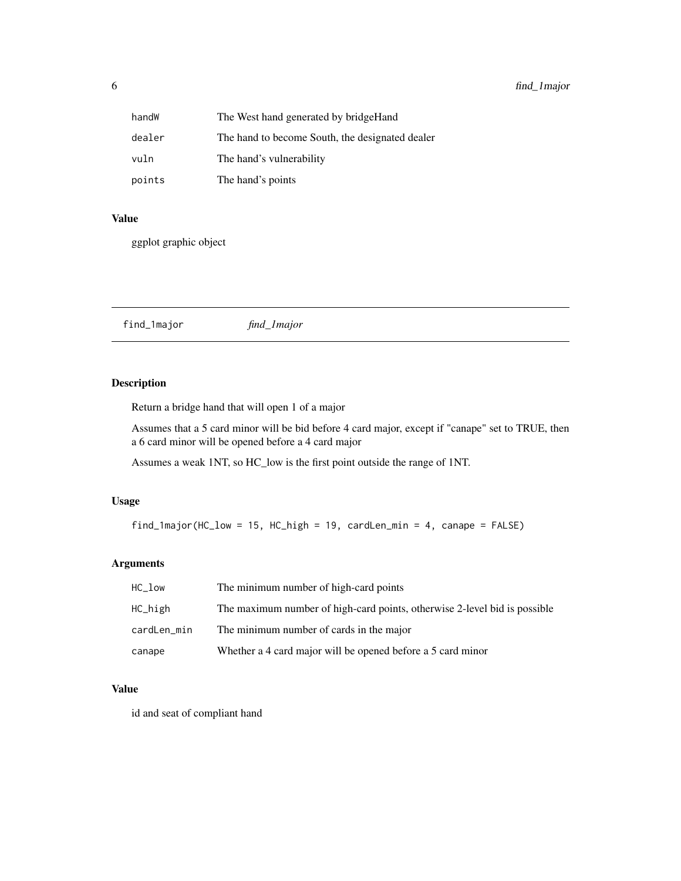| | |
|---|---|
| handW | The West hand generated by bridgeHand |
| dealer | The hand to become South, the designated dealer |
| vuln | The hand's vulnerability |
| points | The hand's points |

### Value

ggplot graphic object

## find_1major *find_1major*

### Description

Return a bridge hand that will open 1 of a major

Assumes that a 5 card minor will be bid before 4 card major, except if "canape" set to TRUE, then a 6 card minor will be opened before a 4 card major

Assumes a weak 1NT, so HC_low is the first point outside the range of 1NT.

### Usage

```
find_1major(HC_low = 15, HC_high = 19, cardLen_min = 4, canape = FALSE)
```

### Arguments

| | |
|---|---|
| HC_low | The minimum number of high-card points |
| HC_high | The maximum number of high-card points, otherwise 2-level bid is possible |
| cardLen_min | The minimum number of cards in the major |
| canape | Whether a 4 card major will be opened before a 5 card minor |

### Value

id and seat of compliant hand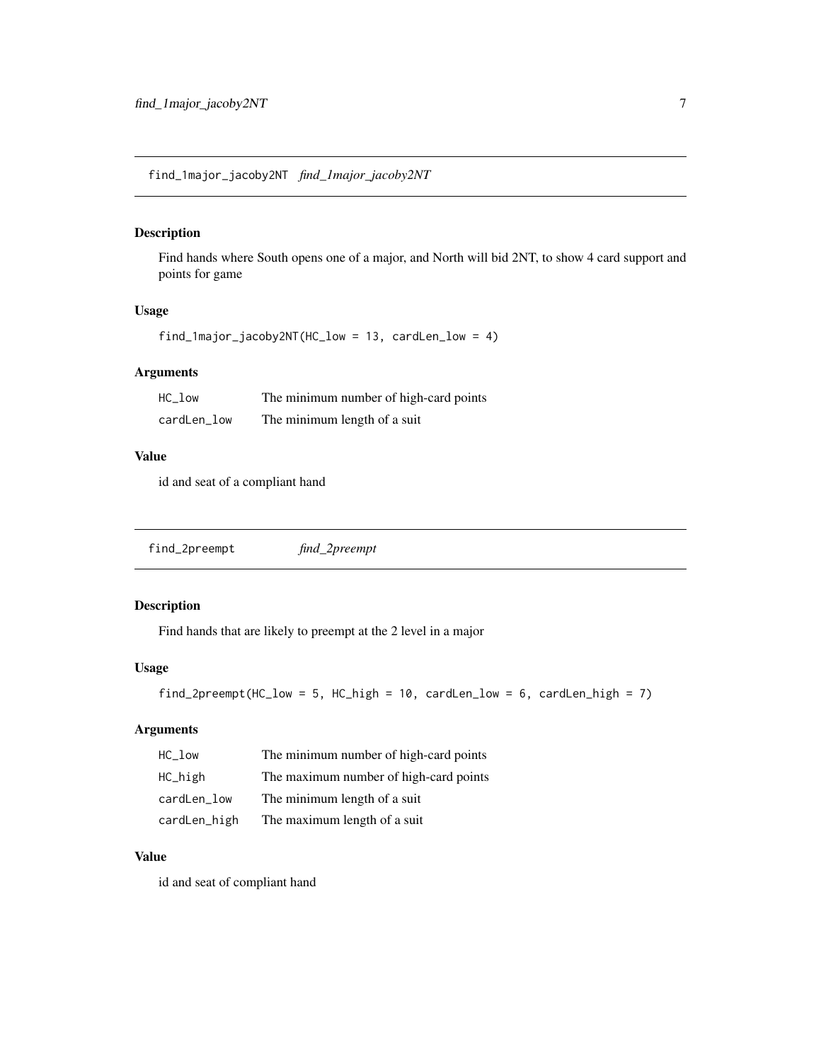## find_1major_jacoby2NT *find_1major_jacoby2NT*

### Description

Find hands where South opens one of a major, and North will bid 2NT, to show 4 card support and points for game

### Usage

```
find_1major_jacoby2NT(HC_low = 13, cardLen_low = 4)
```

### Arguments

| | |
|---|---|
| HC_low | The minimum number of high-card points |
| cardLen_low | The minimum length of a suit |

### Value

id and seat of a compliant hand

## find_2preempt *find_2preempt*

### Description

Find hands that are likely to preempt at the 2 level in a major

### Usage

```
find_2preempt(HC_low = 5, HC_high = 10, cardLen_low = 6, cardLen_high = 7)
```

### Arguments

| | |
|---|---|
| HC_low | The minimum number of high-card points |
| HC_high | The maximum number of high-card points |
| cardLen_low | The minimum length of a suit |
| cardLen_high | The maximum length of a suit |

### Value

id and seat of compliant hand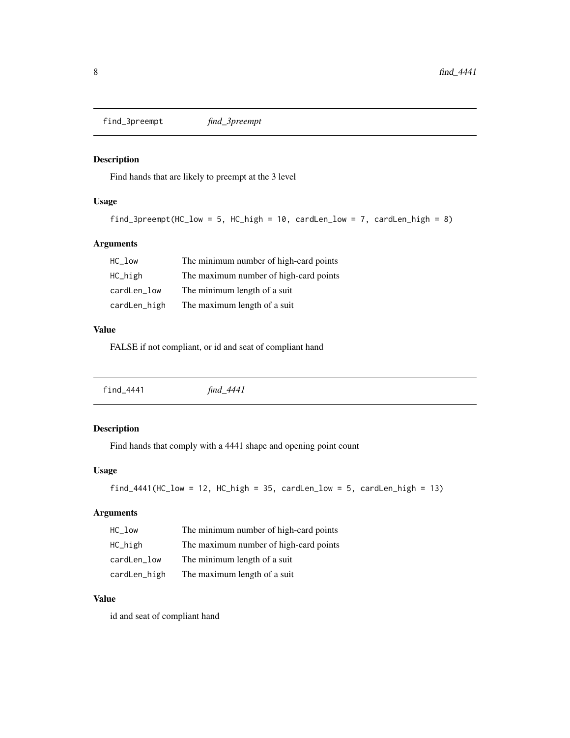## find_3preempt *find_3preempt*

### Description

Find hands that are likely to preempt at the 3 level

### Usage

```
find_3preempt(HC_low = 5, HC_high = 10, cardLen_low = 7, cardLen_high = 8)
```

### Arguments

| | |
|---|---|
| HC_low | The minimum number of high-card points |
| HC_high | The maximum number of high-card points |
| cardLen_low | The minimum length of a suit |
| cardLen_high | The maximum length of a suit |

### Value

FALSE if not compliant, or id and seat of compliant hand

## find_4441 *find_4441*

### Description

Find hands that comply with a 4441 shape and opening point count

### Usage

```
find_4441(HC_low = 12, HC_high = 35, cardLen_low = 5, cardLen_high = 13)
```

### Arguments

| | |
|---|---|
| HC_low | The minimum number of high-card points |
| HC_high | The maximum number of high-card points |
| cardLen_low | The minimum length of a suit |
| cardLen_high | The maximum length of a suit |

### Value

id and seat of compliant hand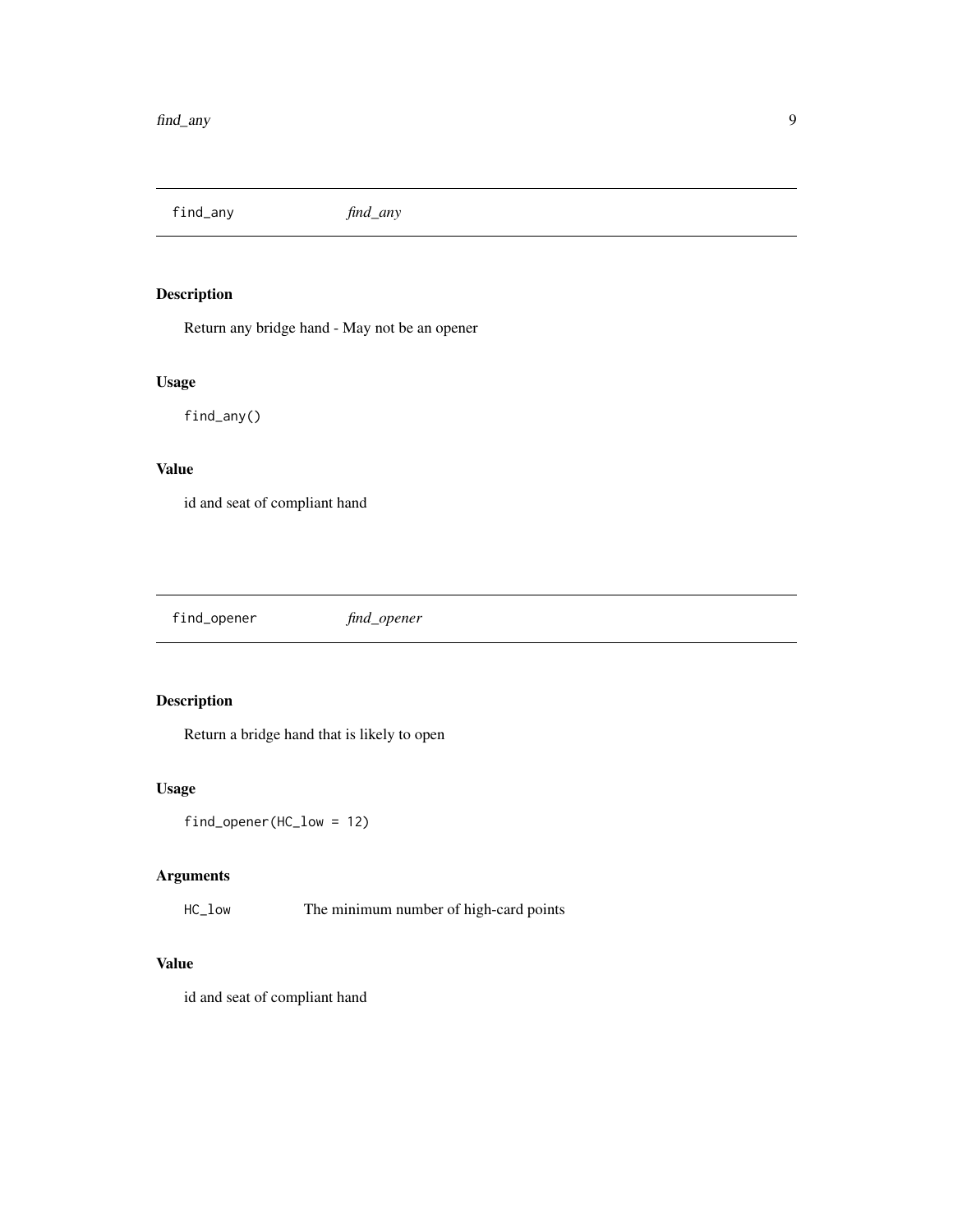## find_any *find_any*

### Description

Return any bridge hand - May not be an opener

### Usage

```
find_any()
```

### Value

id and seat of compliant hand

## find_opener *find_opener*

### Description

Return a bridge hand that is likely to open

### Usage

```
find_opener(HC_low = 12)
```

### Arguments

| | |
|---|---|
| HC_low | The minimum number of high-card points |

### Value

id and seat of compliant hand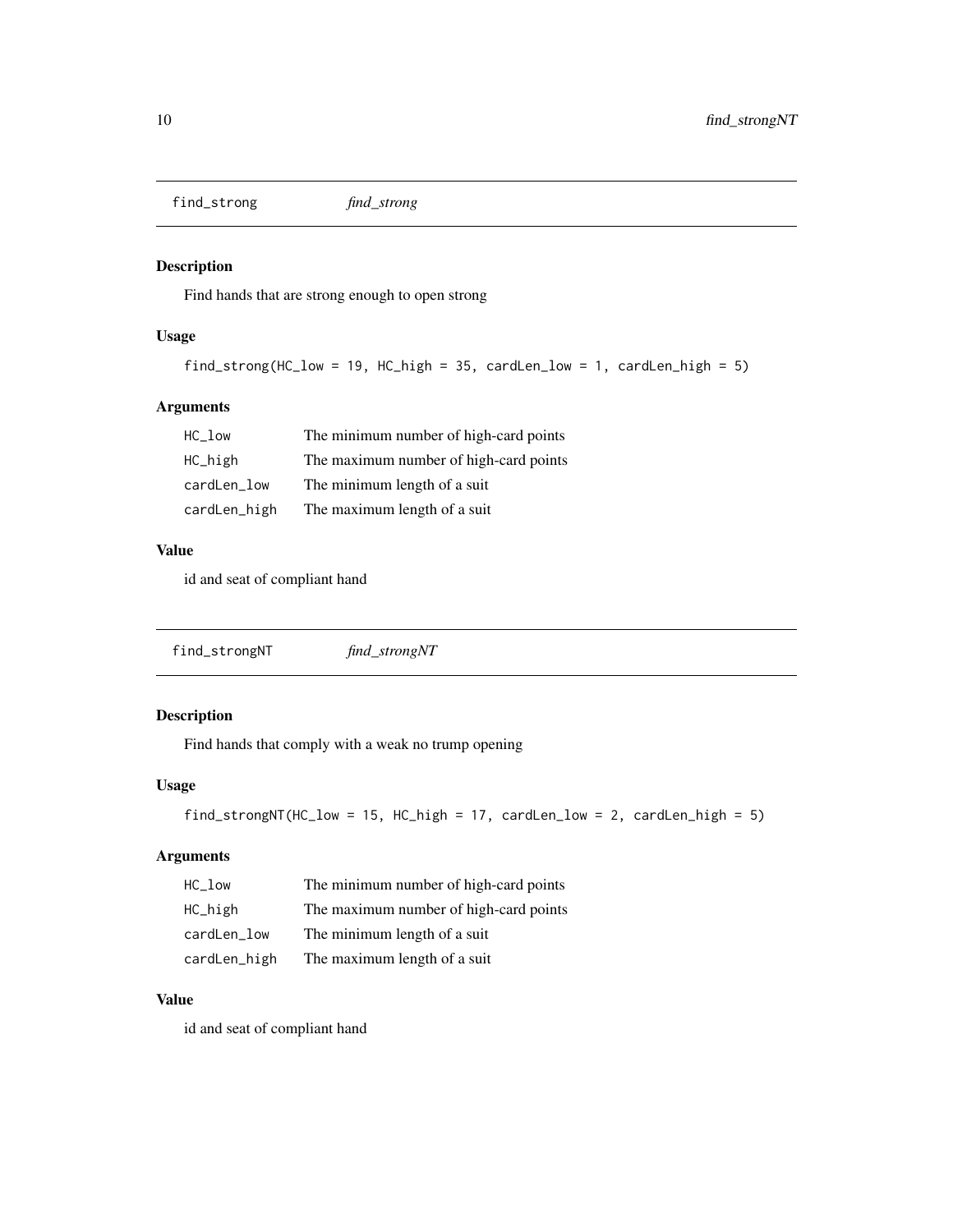## find_strong *find_strong*

### Description

Find hands that are strong enough to open strong

### Usage

```
find_strong(HC_low = 19, HC_high = 35, cardLen_low = 1, cardLen_high = 5)
```

### Arguments

| | |
|---|---|
| HC_low | The minimum number of high-card points |
| HC_high | The maximum number of high-card points |
| cardLen_low | The minimum length of a suit |
| cardLen_high | The maximum length of a suit |

### Value

id and seat of compliant hand

## find_strongNT *find_strongNT*

### Description

Find hands that comply with a weak no trump opening

### Usage

```
find_strongNT(HC_low = 15, HC_high = 17, cardLen_low = 2, cardLen_high = 5)
```

### Arguments

| | |
|---|---|
| HC_low | The minimum number of high-card points |
| HC_high | The maximum number of high-card points |
| cardLen_low | The minimum length of a suit |
| cardLen_high | The maximum length of a suit |

### Value

id and seat of compliant hand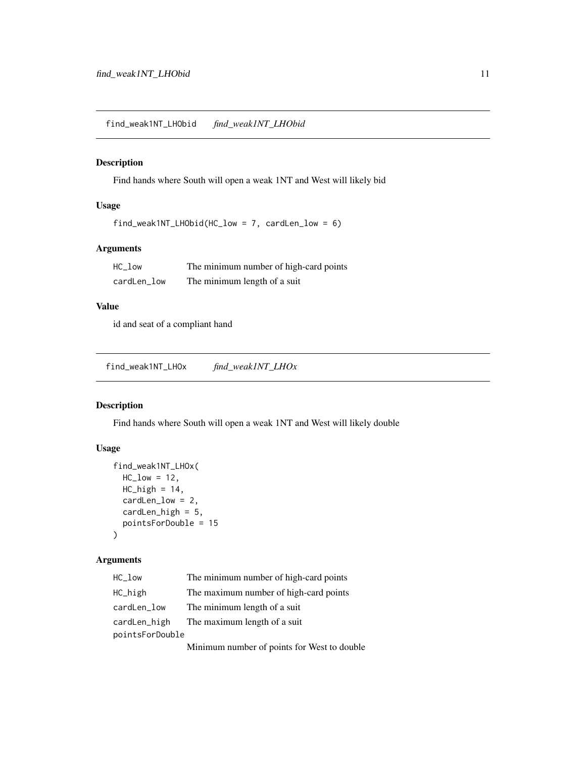## find_weak1NT_LHObid *find_weak1NT_LHObid*

### Description

Find hands where South will open a weak 1NT and West will likely bid

### Usage

```
find_weak1NT_LHObid(HC_low = 7, cardLen_low = 6)
```

### Arguments

| | |
|---|---|
| HC_low | The minimum number of high-card points |
| cardLen_low | The minimum length of a suit |

### Value

id and seat of a compliant hand

## find_weak1NT_LHOx *find_weak1NT_LHOx*

### Description

Find hands where South will open a weak 1NT and West will likely double

### Usage

```
find_weak1NT_LHOx(
  HC_low = 12,
  HC_high = 14,
  cardLen_low = 2,
  cardLen_high = 5,
  pointsForDouble = 15
)
```

### Arguments

| | |
|---|---|
| HC_low | The minimum number of high-card points |
| HC_high | The maximum number of high-card points |
| cardLen_low | The minimum length of a suit |
| cardLen_high | The maximum length of a suit |
| pointsForDouble | Minimum number of points for West to double |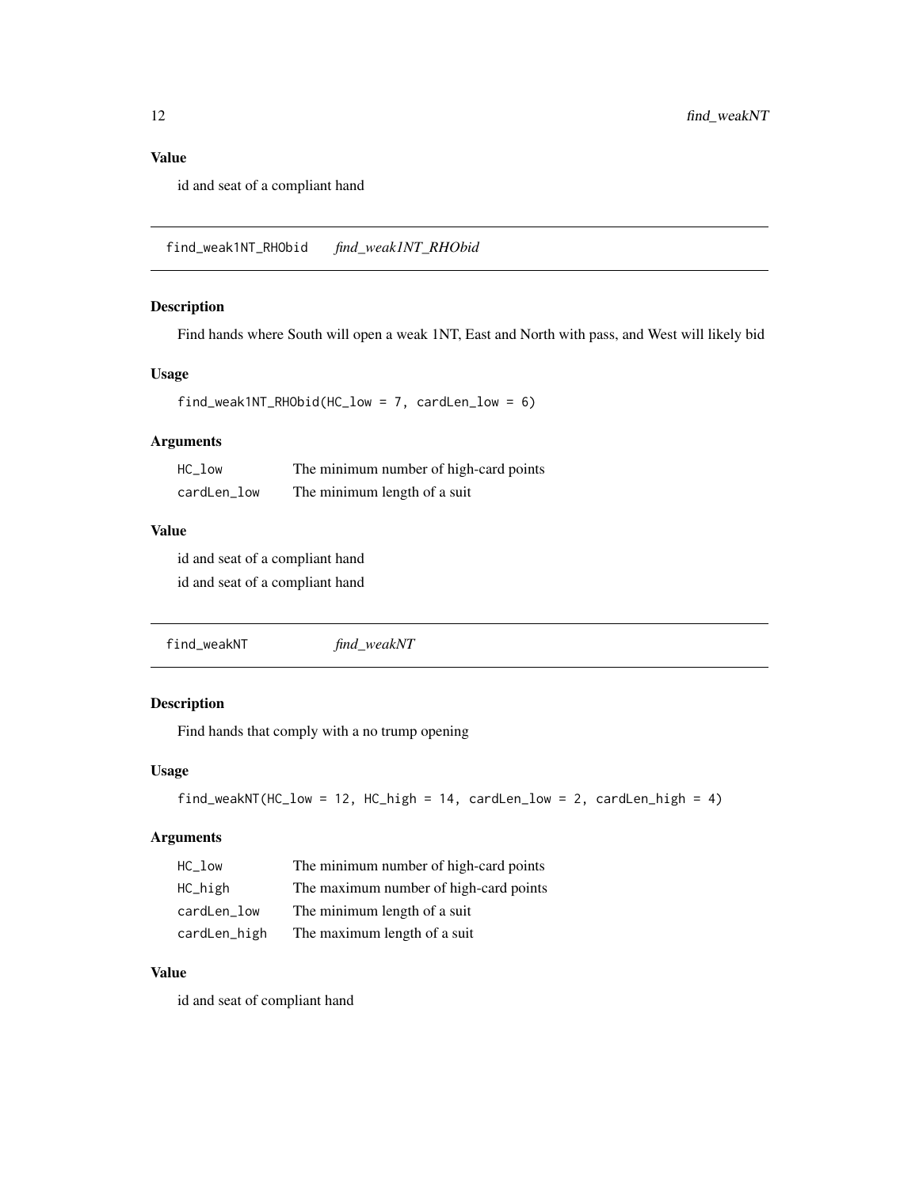### Value

id and seat of a compliant hand

## find_weak1NT_RHObid    *find_weak1NT_RHObid*

### Description

Find hands where South will open a weak 1NT, East and North with pass, and West will likely bid

### Usage

```
find_weak1NT_RHObid(HC_low = 7, cardLen_low = 6)
```

### Arguments

| | |
|---|---|
| HC_low | The minimum number of high-card points |
| cardLen_low | The minimum length of a suit |

### Value

id and seat of a compliant hand

id and seat of a compliant hand

## find_weakNT    *find_weakNT*

### Description

Find hands that comply with a no trump opening

### Usage

```
find_weakNT(HC_low = 12, HC_high = 14, cardLen_low = 2, cardLen_high = 4)
```

### Arguments

| | |
|---|---|
| HC_low | The minimum number of high-card points |
| HC_high | The maximum number of high-card points |
| cardLen_low | The minimum length of a suit |
| cardLen_high | The maximum length of a suit |

### Value

id and seat of compliant hand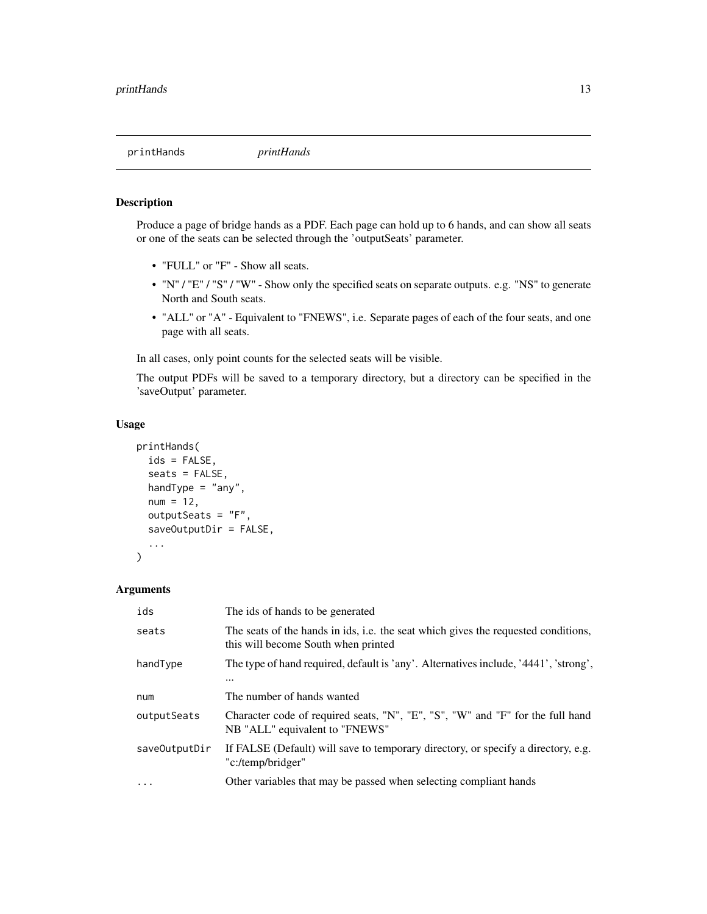## printHands *printHands*

### Description

Produce a page of bridge hands as a PDF. Each page can hold up to 6 hands, and can show all seats or one of the seats can be selected through the 'outputSeats' parameter.

- "FULL" or "F" - Show all seats.
- "N" / "E" / "S" / "W" - Show only the specified seats on separate outputs. e.g. "NS" to generate North and South seats.
- "ALL" or "A" - Equivalent to "FNEWS", i.e. Separate pages of each of the four seats, and one page with all seats.

In all cases, only point counts for the selected seats will be visible.

The output PDFs will be saved to a temporary directory, but a directory can be specified in the 'saveOutput' parameter.

### Usage

```
printHands(
  ids = FALSE,
  seats = FALSE,
  handType = "any",
  num = 12,
  outputSeats = "F",
  saveOutputDir = FALSE,
  ...
)
```

### Arguments

| | |
|---|---|
| ids | The ids of hands to be generated |
| seats | The seats of the hands in ids, i.e. the seat which gives the requested conditions, this will become South when printed |
| handType | The type of hand required, default is 'any'. Alternatives include, '4441', 'strong', ... |
| num | The number of hands wanted |
| outputSeats | Character code of required seats, "N", "E", "S", "W" and "F" for the full hand NB "ALL" equivalent to "FNEWS" |
| saveOutputDir | If FALSE (Default) will save to temporary directory, or specify a directory, e.g. "c:/temp/bridger" |
| ... | Other variables that may be passed when selecting compliant hands |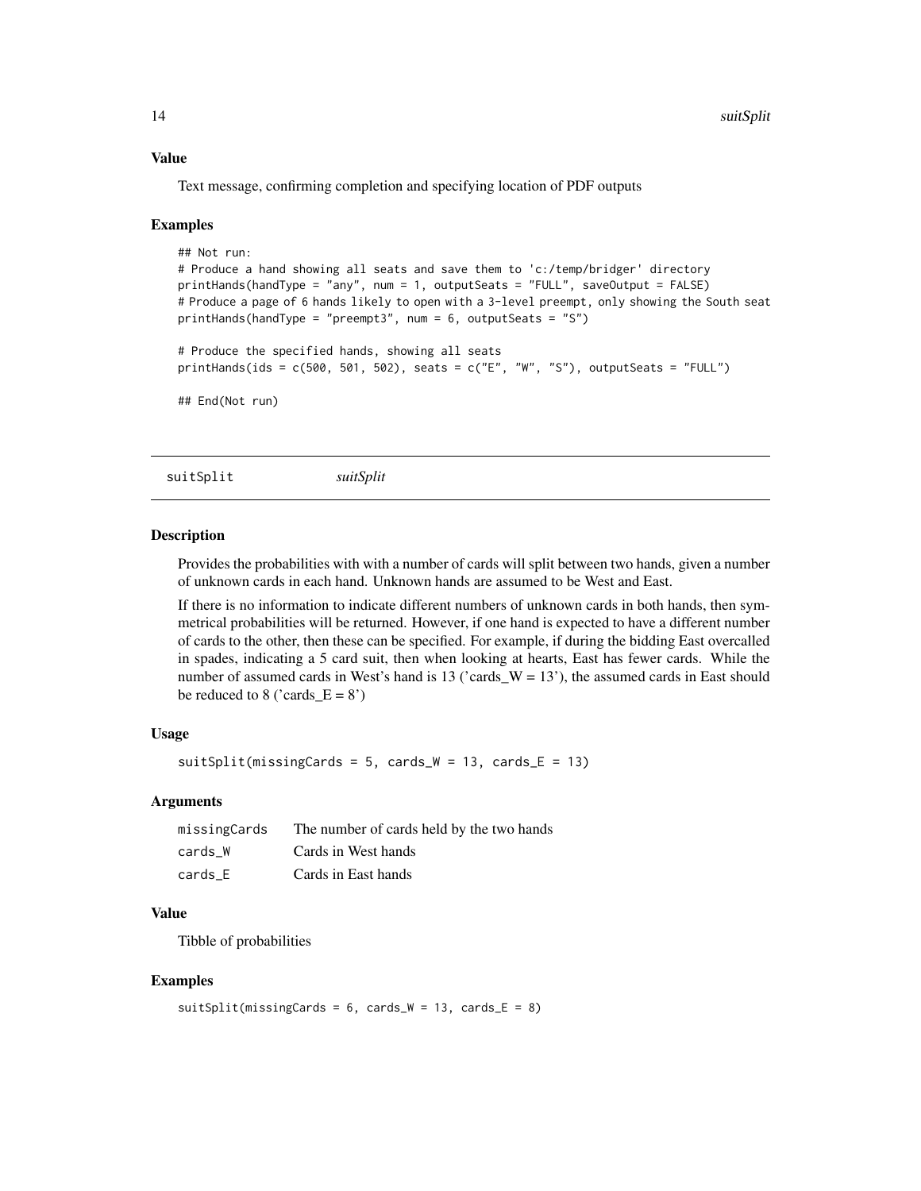### Value

Text message, confirming completion and specifying location of PDF outputs

### Examples

```
## Not run:
# Produce a hand showing all seats and save them to 'c:/temp/bridger' directory
printHands(handType = "any", num = 1, outputSeats = "FULL", saveOutput = FALSE)
# Produce a page of 6 hands likely to open with a 3-level preempt, only showing the South seat
printHands(handType = "preempt3", num = 6, outputSeats = "S")

# Produce the specified hands, showing all seats
printHands(ids = c(500, 501, 502), seats = c("E", "W", "S"), outputSeats = "FULL")

## End(Not run)
```

---

## suitSplit *suitSplit*

### Description

Provides the probabilities with with a number of cards will split between two hands, given a number of unknown cards in each hand. Unknown hands are assumed to be West and East.

If there is no information to indicate different numbers of unknown cards in both hands, then symmetrical probabilities will be returned. However, if one hand is expected to have a different number of cards to the other, then these can be specified. For example, if during the bidding East overcalled in spades, indicating a 5 card suit, then when looking at hearts, East has fewer cards. While the number of assumed cards in West's hand is 13 ('cards_W = 13'), the assumed cards in East should be reduced to 8 ('cards_E = 8')

### Usage

```
suitSplit(missingCards = 5, cards_W = 13, cards_E = 13)
```

### Arguments

| | |
|---|---|
| missingCards | The number of cards held by the two hands |
| cards_W | Cards in West hands |
| cards_E | Cards in East hands |

### Value

Tibble of probabilities

### Examples

```
suitSplit(missingCards = 6, cards_W = 13, cards_E = 8)
```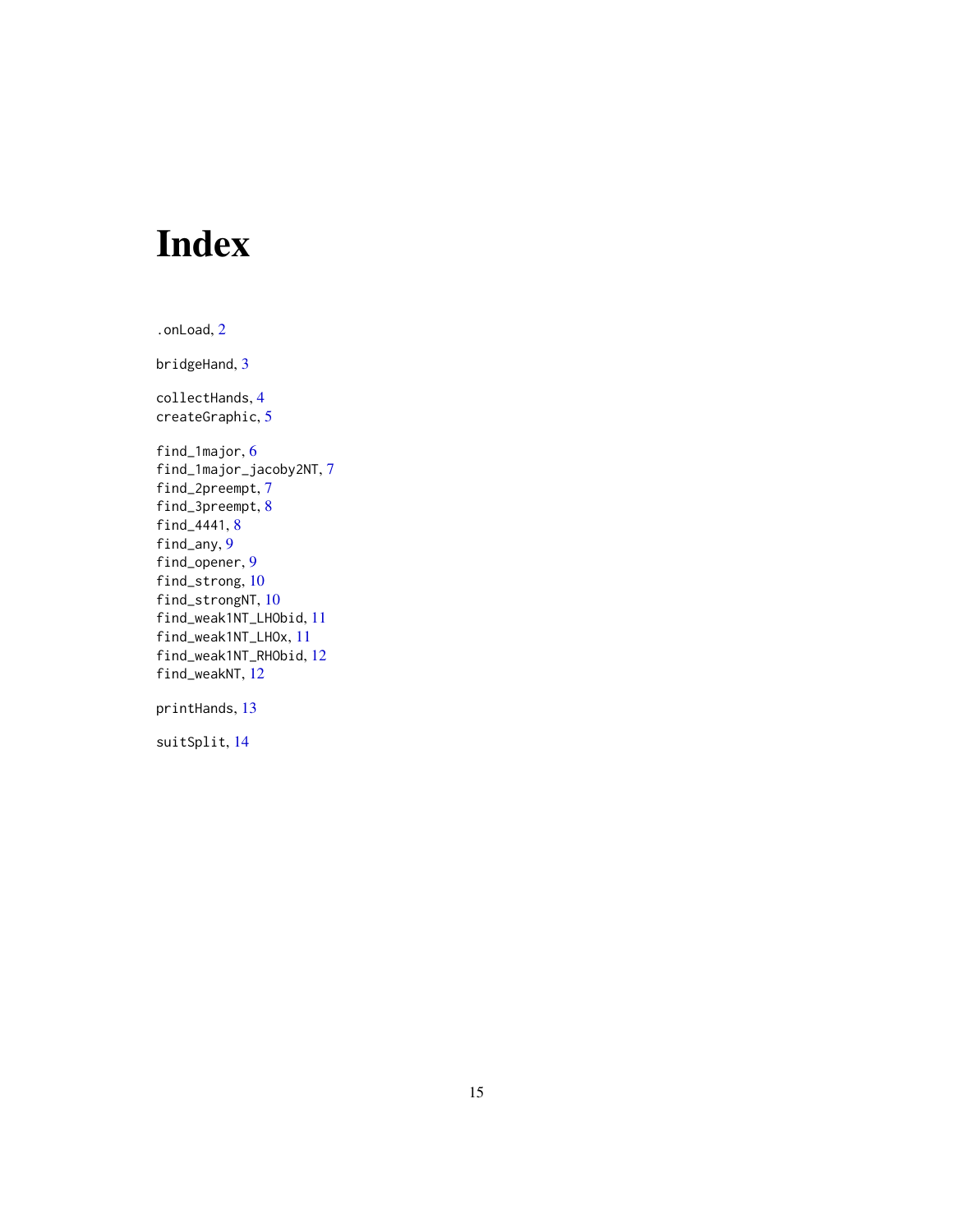# Index

.onLoad, 2

bridgeHand, 3

collectHands, 4
createGraphic, 5

find_1major, 6
find_1major_jacoby2NT, 7
find_2preempt, 7
find_3preempt, 8
find_4441, 8
find_any, 9
find_opener, 9
find_strong, 10
find_strongNT, 10
find_weak1NT_LHObid, 11
find_weak1NT_LHOx, 11
find_weak1NT_RHObid, 12
find_weakNT, 12

printHands, 13

suitSplit, 14